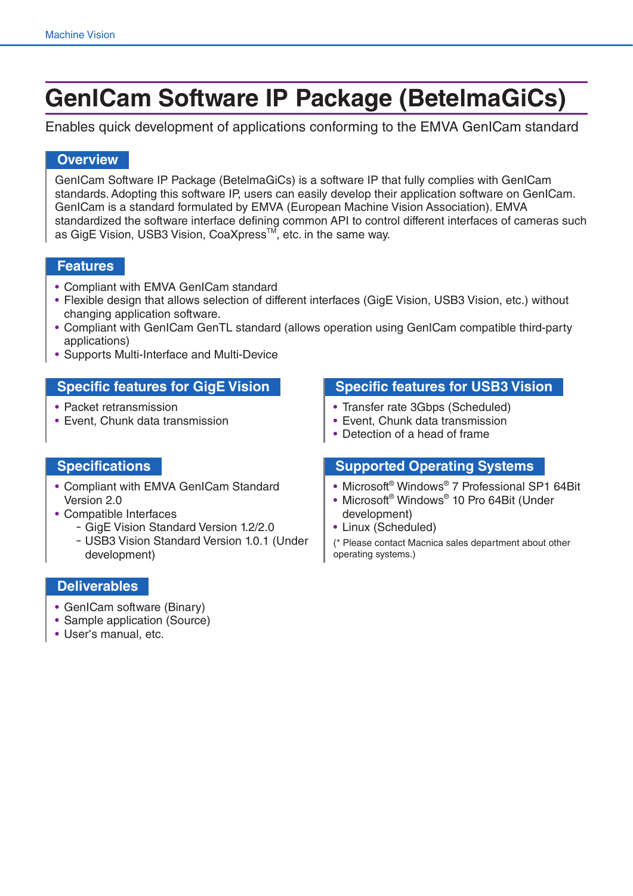# GenICam Software IP Package (BetelmaGiCs)

Enables quick development of applications conforming to the EMVA GenICam standard

## Overview

GenICam Software IP Package (BetelmaGiCs) is a software IP that fully complies with GenICam standards. Adopting this software IP, users can easily develop their application software on GenICam. GenICam is a standard formulated by EMVA (European Machine Vision Association). EMVA standardized the software interface defining common API to control different interfaces of cameras such as GigE Vision, USB3 Vision, CoaXpress™, etc. in the same way.

## Features

- Compliant with EMVA GenICam standard
- Flexible design that allows selection of different interfaces (GigE Vision, USB3 Vision, etc.) without changing application software.
- Compliant with GenICam GenTL standard (allows operation using GenICam compatible third-party applications)
- Supports Multi-Interface and Multi-Device

## Specific features for GigE Vision

- Packet retransmission
- Event, Chunk data transmission

## Specific features for USB3 Vision

- Transfer rate 3Gbps (Scheduled)
- Event, Chunk data transmission
- Detection of a head of frame

## Specifications

- Compliant with EMVA GenICam Standard Version 2.0
- Compatible Interfaces
  - GigE Vision Standard Version 1.2/2.0
  - USB3 Vision Standard Version 1.0.1 (Under development)

## Supported Operating Systems

- Microsoft® Windows® 7 Professional SP1 64Bit
- Microsoft® Windows® 10 Pro 64Bit (Under development)
- Linux (Scheduled)

(* Please contact Macnica sales department about other operating systems.)

## Deliverables

- GenICam software (Binary)
- Sample application (Source)
- User's manual, etc.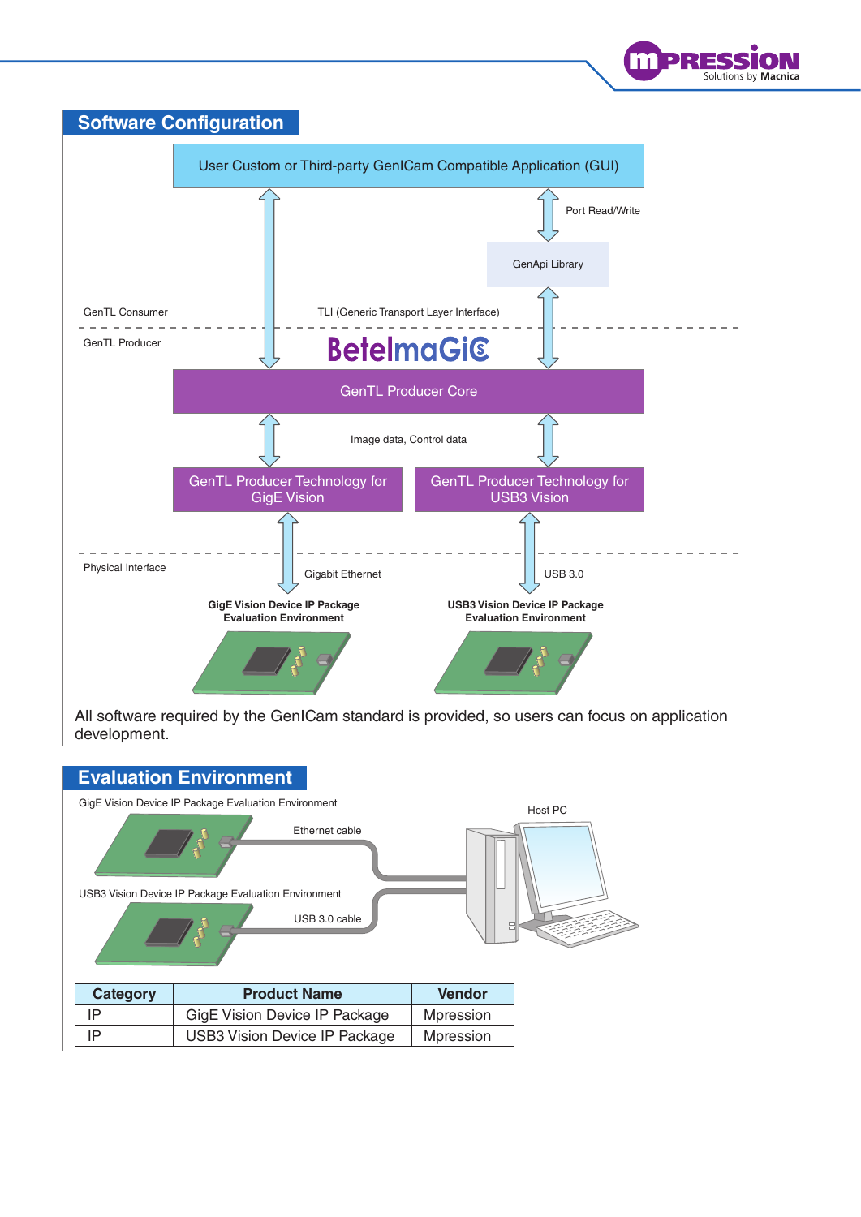## Software Configuration

User Custom or Third-party GenICam Compatible Application (GUI)

Port Read/Write

GenApi Library

GenTL Consumer

TLI (Generic Transport Layer Interface)

GenTL Producer

BetelmaGiC

GenTL Producer Core

Image data, Control data

GenTL Producer Technology for GigE Vision

GenTL Producer Technology for USB3 Vision

Physical Interface

Gigabit Ethernet

USB 3.0

**GigE Vision Device IP Package Evaluation Environment**

**USB3 Vision Device IP Package Evaluation Environment**

All software required by the GenICam standard is provided, so users can focus on application development.

## Evaluation Environment

GigE Vision Device IP Package Evaluation Environment

Ethernet cable

Host PC

USB3 Vision Device IP Package Evaluation Environment

USB 3.0 cable

| Category | Product Name | Vendor |
|---|---|---|
| IP | GigE Vision Device IP Package | Mpression |
| IP | USB3 Vision Device IP Package | Mpression |